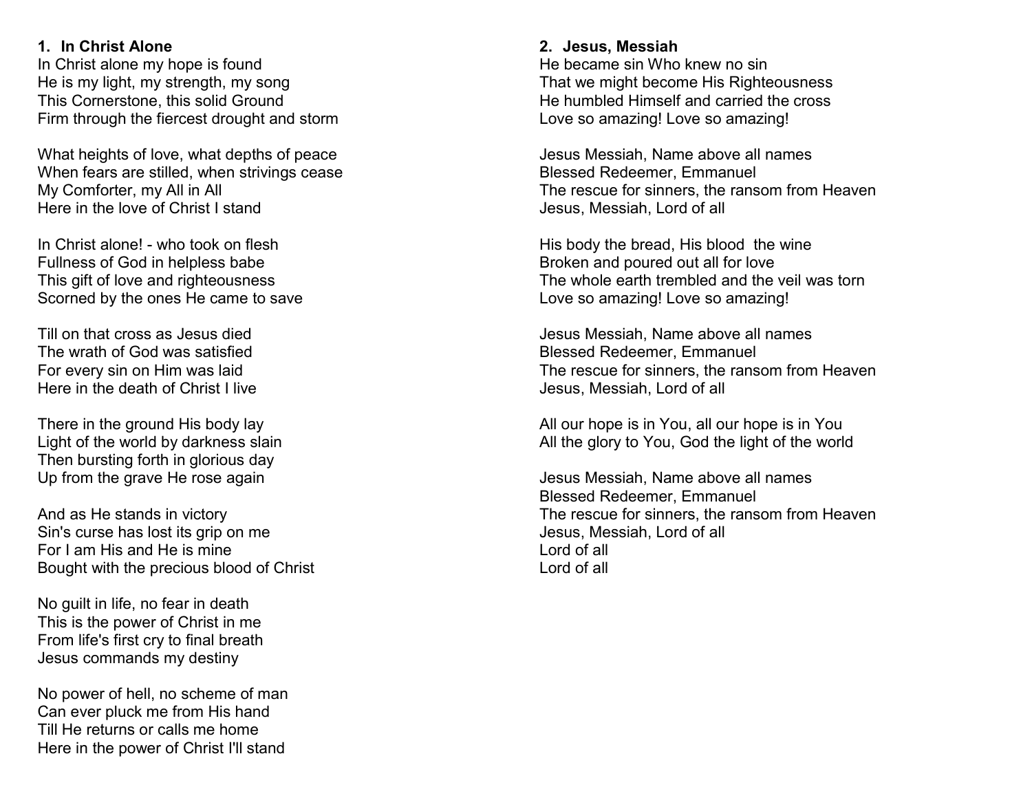**1. In Christ Alone**

In Christ alone my hope is found
He is my light, my strength, my song
This Cornerstone, this solid Ground
Firm through the fiercest drought and storm

What heights of love, what depths of peace
When fears are stilled, when strivings cease
My Comforter, my All in All
Here in the love of Christ I stand

In Christ alone! - who took on flesh
Fullness of God in helpless babe
This gift of love and righteousness
Scorned by the ones He came to save

Till on that cross as Jesus died
The wrath of God was satisfied
For every sin on Him was laid
Here in the death of Christ I live

There in the ground His body lay
Light of the world by darkness slain
Then bursting forth in glorious day
Up from the grave He rose again

And as He stands in victory
Sin's curse has lost its grip on me
For I am His and He is mine
Bought with the precious blood of Christ

No guilt in life, no fear in death
This is the power of Christ in me
From life's first cry to final breath
Jesus commands my destiny

No power of hell, no scheme of man
Can ever pluck me from His hand
Till He returns or calls me home
Here in the power of Christ I'll stand

**2. Jesus, Messiah**

He became sin Who knew no sin
That we might become His Righteousness
He humbled Himself and carried the cross
Love so amazing! Love so amazing!

Jesus Messiah, Name above all names
Blessed Redeemer, Emmanuel
The rescue for sinners, the ransom from Heaven
Jesus, Messiah, Lord of all

His body the bread, His blood the wine
Broken and poured out all for love
The whole earth trembled and the veil was torn
Love so amazing! Love so amazing!

Jesus Messiah, Name above all names
Blessed Redeemer, Emmanuel
The rescue for sinners, the ransom from Heaven
Jesus, Messiah, Lord of all

All our hope is in You, all our hope is in You
All the glory to You, God the light of the world

Jesus Messiah, Name above all names
Blessed Redeemer, Emmanuel
The rescue for sinners, the ransom from Heaven
Jesus, Messiah, Lord of all
Lord of all
Lord of all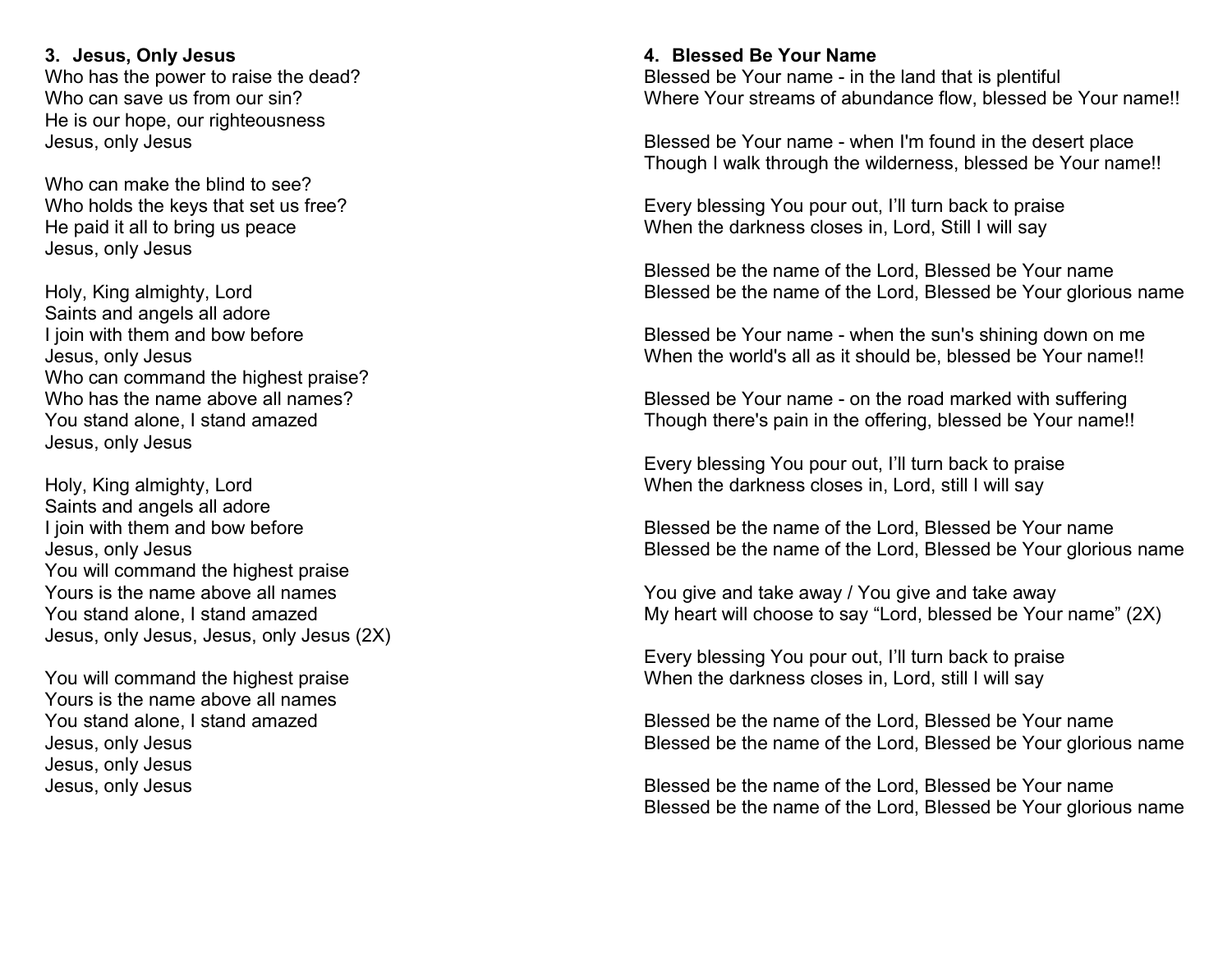**3. Jesus, Only Jesus**

Who has the power to raise the dead?
Who can save us from our sin?
He is our hope, our righteousness
Jesus, only Jesus

Who can make the blind to see?
Who holds the keys that set us free?
He paid it all to bring us peace
Jesus, only Jesus

Holy, King almighty, Lord
Saints and angels all adore
I join with them and bow before
Jesus, only Jesus
Who can command the highest praise?
Who has the name above all names?
You stand alone, I stand amazed
Jesus, only Jesus

Holy, King almighty, Lord
Saints and angels all adore
I join with them and bow before
Jesus, only Jesus
You will command the highest praise
Yours is the name above all names
You stand alone, I stand amazed
Jesus, only Jesus, Jesus, only Jesus (2X)

You will command the highest praise
Yours is the name above all names
You stand alone, I stand amazed
Jesus, only Jesus
Jesus, only Jesus
Jesus, only Jesus

**4. Blessed Be Your Name**

Blessed be Your name - in the land that is plentiful
Where Your streams of abundance flow, blessed be Your name!!

Blessed be Your name - when I'm found in the desert place
Though I walk through the wilderness, blessed be Your name!!

Every blessing You pour out, I'll turn back to praise
When the darkness closes in, Lord, Still I will say

Blessed be the name of the Lord, Blessed be Your name
Blessed be the name of the Lord, Blessed be Your glorious name

Blessed be Your name - when the sun's shining down on me
When the world's all as it should be, blessed be Your name!!

Blessed be Your name - on the road marked with suffering
Though there's pain in the offering, blessed be Your name!!

Every blessing You pour out, I'll turn back to praise
When the darkness closes in, Lord, still I will say

Blessed be the name of the Lord, Blessed be Your name
Blessed be the name of the Lord, Blessed be Your glorious name

You give and take away / You give and take away
My heart will choose to say "Lord, blessed be Your name" (2X)

Every blessing You pour out, I'll turn back to praise
When the darkness closes in, Lord, still I will say

Blessed be the name of the Lord, Blessed be Your name
Blessed be the name of the Lord, Blessed be Your glorious name

Blessed be the name of the Lord, Blessed be Your name
Blessed be the name of the Lord, Blessed be Your glorious name